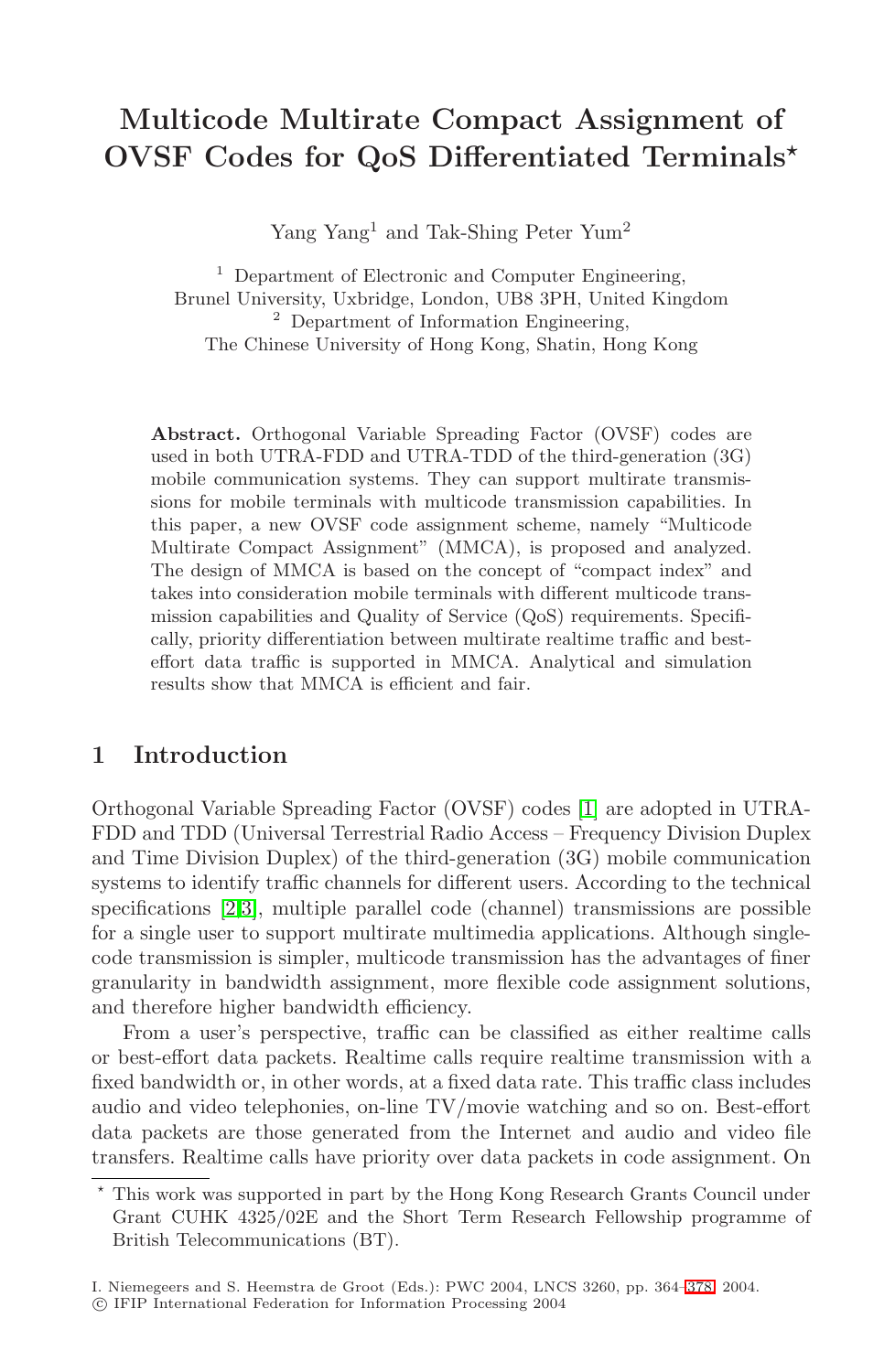# Multicode Multirate Compact Assignment of OVSF Codes for QoS Differentiated Terminals*

Yang Yang[1] and Tak-Shing Peter Yum[2]

[1] Department of Electronic and Computer Engineering, Brunel University, Uxbridge, London, UB8 3PH, United Kingdom
[2] Department of Information Engineering, The Chinese University of Hong Kong, Shatin, Hong Kong

**Abstract.** Orthogonal Variable Spreading Factor (OVSF) codes are used in both UTRA-FDD and UTRA-TDD of the third-generation (3G) mobile communication systems. They can support multirate transmissions for mobile terminals with multicode transmission capabilities. In this paper, a new OVSF code assignment scheme, namely "Multicode Multirate Compact Assignment" (MMCA), is proposed and analyzed. The design of MMCA is based on the concept of "compact index" and takes into consideration mobile terminals with different multicode transmission capabilities and Quality of Service (QoS) requirements. Specifically, priority differentiation between multirate realtime traffic and best-effort data traffic is supported in MMCA. Analytical and simulation results show that MMCA is efficient and fair.

## 1 Introduction

Orthogonal Variable Spreading Factor (OVSF) codes [1] are adopted in UTRA-FDD and TDD (Universal Terrestrial Radio Access – Frequency Division Duplex and Time Division Duplex) of the third-generation (3G) mobile communication systems to identify traffic channels for different users. According to the technical specifications [2,3], multiple parallel code (channel) transmissions are possible for a single user to support multirate multimedia applications. Although single-code transmission is simpler, multicode transmission has the advantages of finer granularity in bandwidth assignment, more flexible code assignment solutions, and therefore higher bandwidth efficiency.

From a user's perspective, traffic can be classified as either realtime calls or best-effort data packets. Realtime calls require realtime transmission with a fixed bandwidth or, in other words, at a fixed data rate. This traffic class includes audio and video telephonies, on-line TV/movie watching and so on. Best-effort data packets are those generated from the Internet and audio and video file transfers. Realtime calls have priority over data packets in code assignment. On

* This work was supported in part by the Hong Kong Research Grants Council under Grant CUHK 4325/02E and the Short Term Research Fellowship programme of British Telecommunications (BT).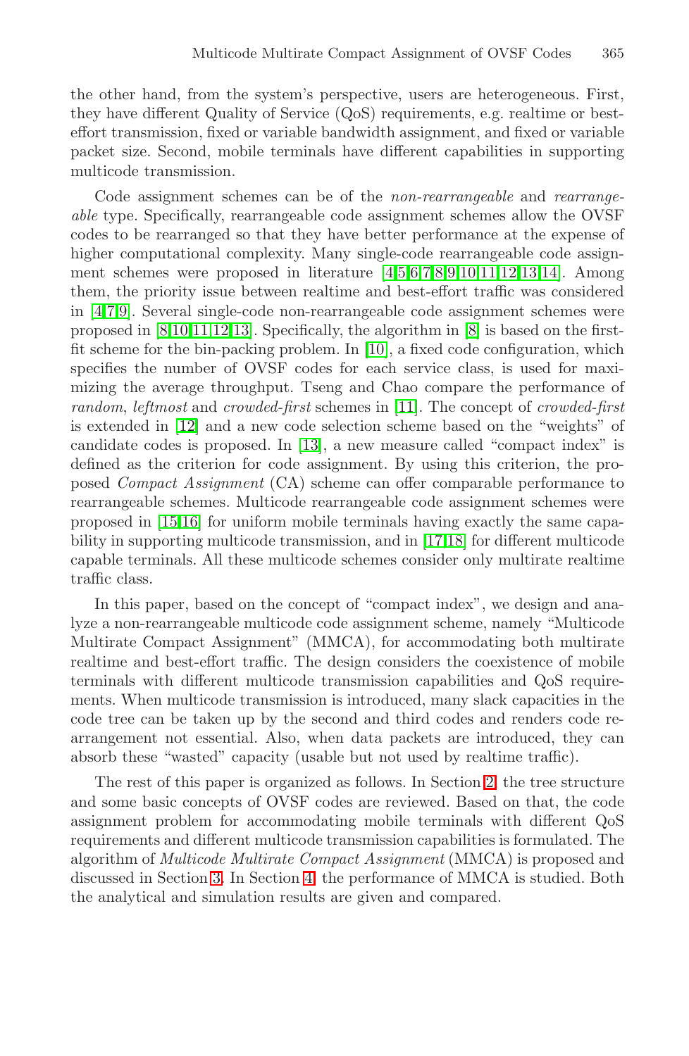the other hand, from the system's perspective, users are heterogeneous. First, they have different Quality of Service (QoS) requirements, e.g. realtime or best-effort transmission, fixed or variable bandwidth assignment, and fixed or variable packet size. Second, mobile terminals have different capabilities in supporting multicode transmission.

Code assignment schemes can be of the *non-rearrangeable* and *rearrangeable* type. Specifically, rearrangeable code assignment schemes allow the OVSF codes to be rearranged so that they have better performance at the expense of higher computational complexity. Many single-code rearrangeable code assignment schemes were proposed in literature [4,5,6,7,8,9,10,11,12,13,14]. Among them, the priority issue between realtime and best-effort traffic was considered in [4,7,9]. Several single-code non-rearrangeable code assignment schemes were proposed in [8,10,11,12,13]. Specifically, the algorithm in [8] is based on the first-fit scheme for the bin-packing problem. In [10], a fixed code configuration, which specifies the number of OVSF codes for each service class, is used for maximizing the average throughput. Tseng and Chao compare the performance of *random*, *leftmost* and *crowded-first* schemes in [11]. The concept of *crowded-first* is extended in [12] and a new code selection scheme based on the "weights" of candidate codes is proposed. In [13], a new measure called "compact index" is defined as the criterion for code assignment. By using this criterion, the proposed *Compact Assignment* (CA) scheme can offer comparable performance to rearrangeable schemes. Multicode rearrangeable code assignment schemes were proposed in [15,16] for uniform mobile terminals having exactly the same capability in supporting multicode transmission, and in [17,18] for different multicode capable terminals. All these multicode schemes consider only multirate realtime traffic class.

In this paper, based on the concept of "compact index", we design and analyze a non-rearrangeable multicode code assignment scheme, namely "Multicode Multirate Compact Assignment" (MMCA), for accommodating both multirate realtime and best-effort traffic. The design considers the coexistence of mobile terminals with different multicode transmission capabilities and QoS requirements. When multicode transmission is introduced, many slack capacities in the code tree can be taken up by the second and third codes and renders code rearrangement not essential. Also, when data packets are introduced, they can absorb these "wasted" capacity (usable but not used by realtime traffic).

The rest of this paper is organized as follows. In Section 2, the tree structure and some basic concepts of OVSF codes are reviewed. Based on that, the code assignment problem for accommodating mobile terminals with different QoS requirements and different multicode transmission capabilities is formulated. The algorithm of *Multicode Multirate Compact Assignment* (MMCA) is proposed and discussed in Section 3. In Section 4, the performance of MMCA is studied. Both the analytical and simulation results are given and compared.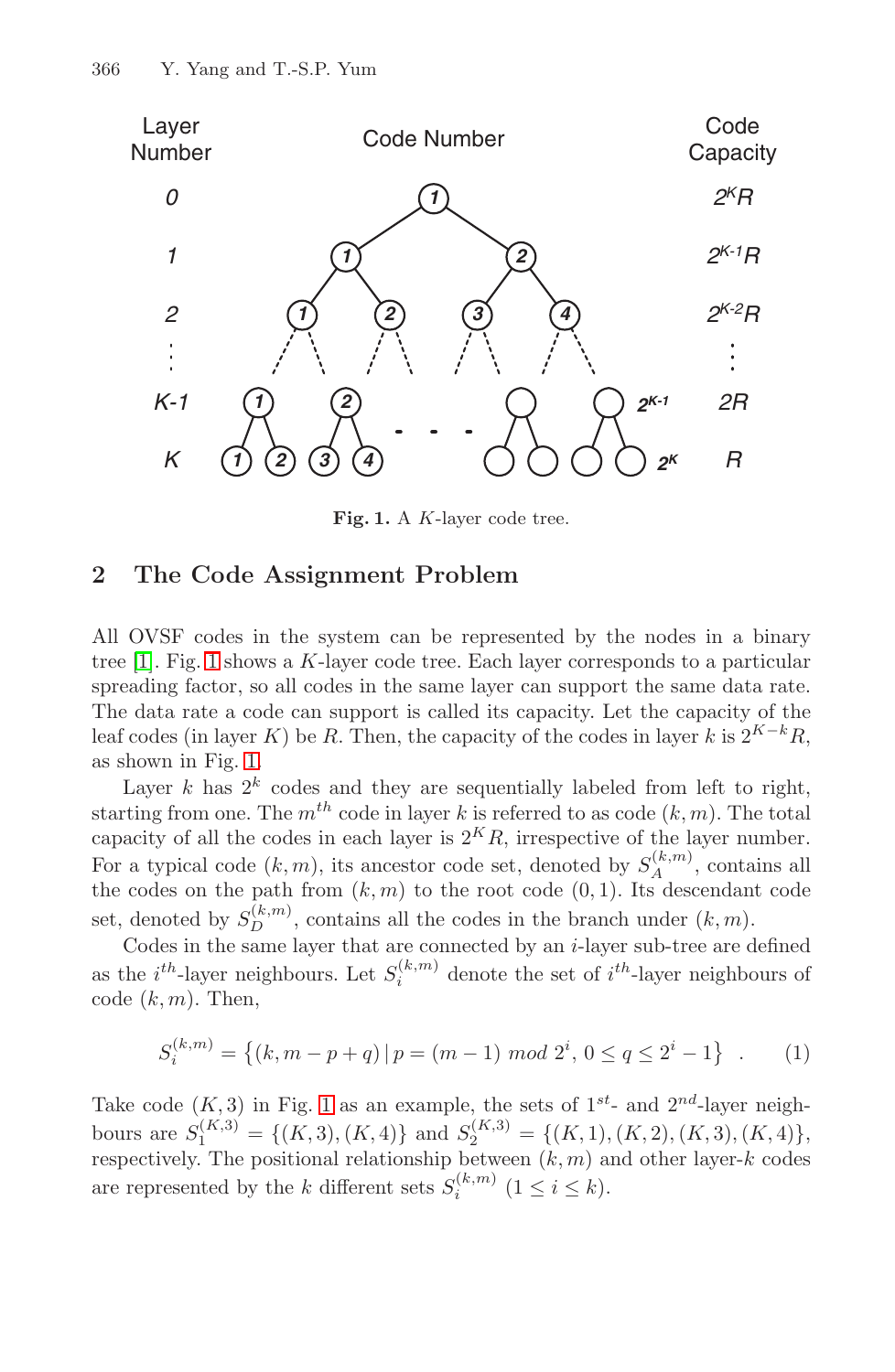Fig. 1. A $K$-layer code tree.

## 2 The Code Assignment Problem

All OVSF codes in the system can be represented by the nodes in a binary tree [1]. Fig. 1 shows a $K$-layer code tree. Each layer corresponds to a particular spreading factor, so all codes in the same layer can support the same data rate. The data rate a code can support is called its capacity. Let the capacity of the leaf codes (in layer $K$) be $R$. Then, the capacity of the codes in layer $k$ is $2^{K-k}R$, as shown in Fig. 1.

Layer $k$ has $2^k$ codes and they are sequentially labeled from left to right, starting from one. The $m^{th}$ code in layer $k$ is referred to as code $(k, m)$. The total capacity of all the codes in each layer is $2^K R$, irrespective of the layer number. For a typical code $(k, m)$, its ancestor code set, denoted by $S_A^{(k,m)}$, contains all the codes on the path from $(k, m)$ to the root code $(0, 1)$. Its descendant code set, denoted by $S_D^{(k,m)}$, contains all the codes in the branch under $(k, m)$.

Codes in the same layer that are connected by an $i$-layer sub-tree are defined as the $i^{th}$-layer neighbours. Let $S_i^{(k,m)}$ denote the set of $i^{th}$-layer neighbours of code $(k, m)$. Then,

$$S_i^{(k,m)} = \left\{(k, m - p + q) \,|\, p = (m - 1) \bmod 2^i,\ 0 \le q \le 2^i - 1\right\} \quad . \tag{1}$$

Take code $(K, 3)$ in Fig. 1 as an example, the sets of $1^{st}$- and $2^{nd}$-layer neighbours are $S_1^{(K,3)} = \{(K, 3), (K, 4)\}$ and $S_2^{(K,3)} = \{(K, 1), (K, 2), (K, 3), (K, 4)\}$, respectively. The positional relationship between $(k, m)$ and other layer-$k$ codes are represented by the $k$ different sets $S_i^{(k,m)}$ $(1 \le i \le k)$.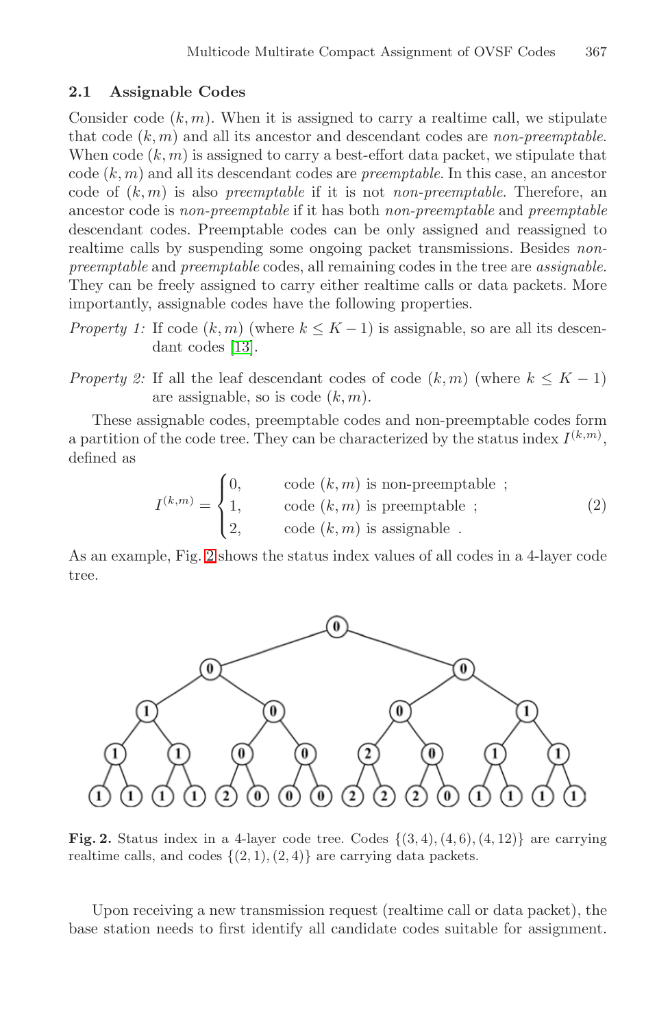### 2.1 Assignable Codes

Consider code $(k, m)$. When it is assigned to carry a realtime call, we stipulate that code $(k, m)$ and all its ancestor and descendant codes are *non-preemptable*. When code $(k, m)$ is assigned to carry a best-effort data packet, we stipulate that code $(k, m)$ and all its descendant codes are *preemptable*. In this case, an ancestor code of $(k, m)$ is also *preemptable* if it is not *non-preemptable*. Therefore, an ancestor code is *non-preemptable* if it has both *non-preemptable* and *preemptable* descendant codes. Preemptable codes can be only assigned and reassigned to realtime calls by suspending some ongoing packet transmissions. Besides *non-preemptable* and *preemptable* codes, all remaining codes in the tree are *assignable*. They can be freely assigned to carry either realtime calls or data packets. More importantly, assignable codes have the following properties.

*Property 1:* If code $(k, m)$ (where $k \leq K - 1$) is assignable, so are all its descendant codes [13].

*Property 2:* If all the leaf descendant codes of code $(k, m)$ (where $k \leq K - 1$) are assignable, so is code $(k, m)$.

These assignable codes, preemptable codes and non-preemptable codes form a partition of the code tree. They can be characterized by the status index $I^{(k,m)}$, defined as

$$I^{(k,m)} = \begin{cases} 0, & \text{code } (k, m) \text{ is non-preemptable ;} \\ 1, & \text{code } (k, m) \text{ is preemptable ;} \\ 2, & \text{code } (k, m) \text{ is assignable .} \end{cases} \tag{2}$$

As an example, Fig. 2 shows the status index values of all codes in a 4-layer code tree.

**Fig. 2.** Status index in a 4-layer code tree. Codes $\{(3, 4), (4, 6), (4, 12)\}$ are carrying realtime calls, and codes $\{(2, 1), (2, 4)\}$ are carrying data packets.

Upon receiving a new transmission request (realtime call or data packet), the base station needs to first identify all candidate codes suitable for assignment.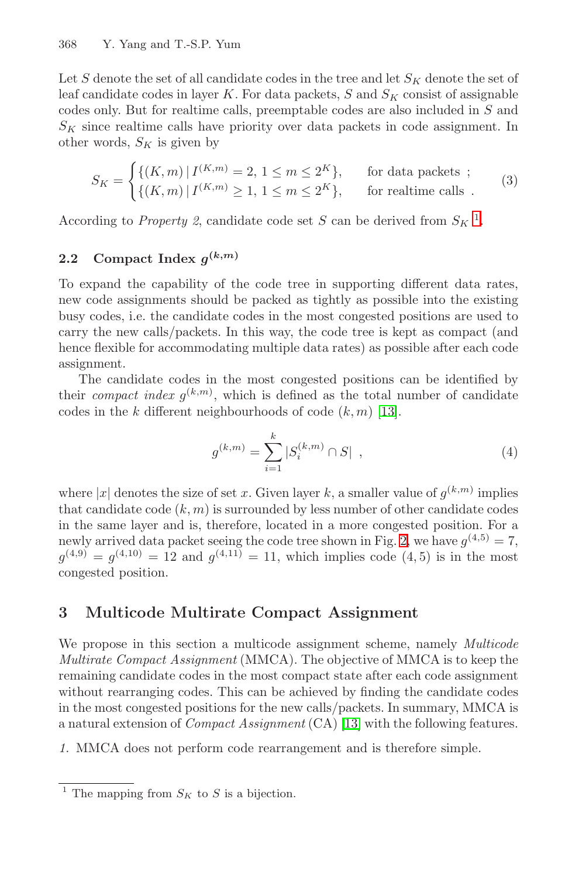Let $S$ denote the set of all candidate codes in the tree and let $S_K$ denote the set of leaf candidate codes in layer $K$. For data packets, $S$ and $S_K$ consist of assignable codes only. But for realtime calls, preemptable codes are also included in $S$ and $S_K$ since realtime calls have priority over data packets in code assignment. In other words, $S_K$ is given by

$$S_K = \begin{cases} \{(K,m) \mid I^{(K,m)} = 2,\ 1 \le m \le 2^K\}, & \text{for data packets ;} \\ \{(K,m) \mid I^{(K,m)} \ge 1,\ 1 \le m \le 2^K\}, & \text{for realtime calls .} \end{cases} \tag{3}$$

According to *Property 2*, candidate code set $S$ can be derived from $S_K$ [1].

## 2.2 Compact Index $g^{(k,m)}$

To expand the capability of the code tree in supporting different data rates, new code assignments should be packed as tightly as possible into the existing busy codes, i.e. the candidate codes in the most congested positions are used to carry the new calls/packets. In this way, the code tree is kept as compact (and hence flexible for accommodating multiple data rates) as possible after each code assignment.

The candidate codes in the most congested positions can be identified by their *compact index* $g^{(k,m)}$, which is defined as the total number of candidate codes in the $k$ different neighbourhoods of code $(k,m)$ [13].

$$g^{(k,m)} = \sum_{i=1}^{k} |S_i^{(k,m)} \cap S| \ , \tag{4}$$

where $|x|$ denotes the size of set $x$. Given layer $k$, a smaller value of $g^{(k,m)}$ implies that candidate code $(k,m)$ is surrounded by less number of other candidate codes in the same layer and is, therefore, located in a more congested position. For a newly arrived data packet seeing the code tree shown in Fig. 2, we have $g^{(4,5)} = 7$, $g^{(4,9)} = g^{(4,10)} = 12$ and $g^{(4,11)} = 11$, which implies code $(4,5)$ is in the most congested position.

# 3 Multicode Multirate Compact Assignment

We propose in this section a multicode assignment scheme, namely *Multicode Multirate Compact Assignment* (MMCA). The objective of MMCA is to keep the remaining candidate codes in the most compact state after each code assignment without rearranging codes. This can be achieved by finding the candidate codes in the most congested positions for the new calls/packets. In summary, MMCA is a natural extension of *Compact Assignment* (CA) [13] with the following features.

*1.* MMCA does not perform code rearrangement and is therefore simple.

---

[1] The mapping from $S_K$ to $S$ is a bijection.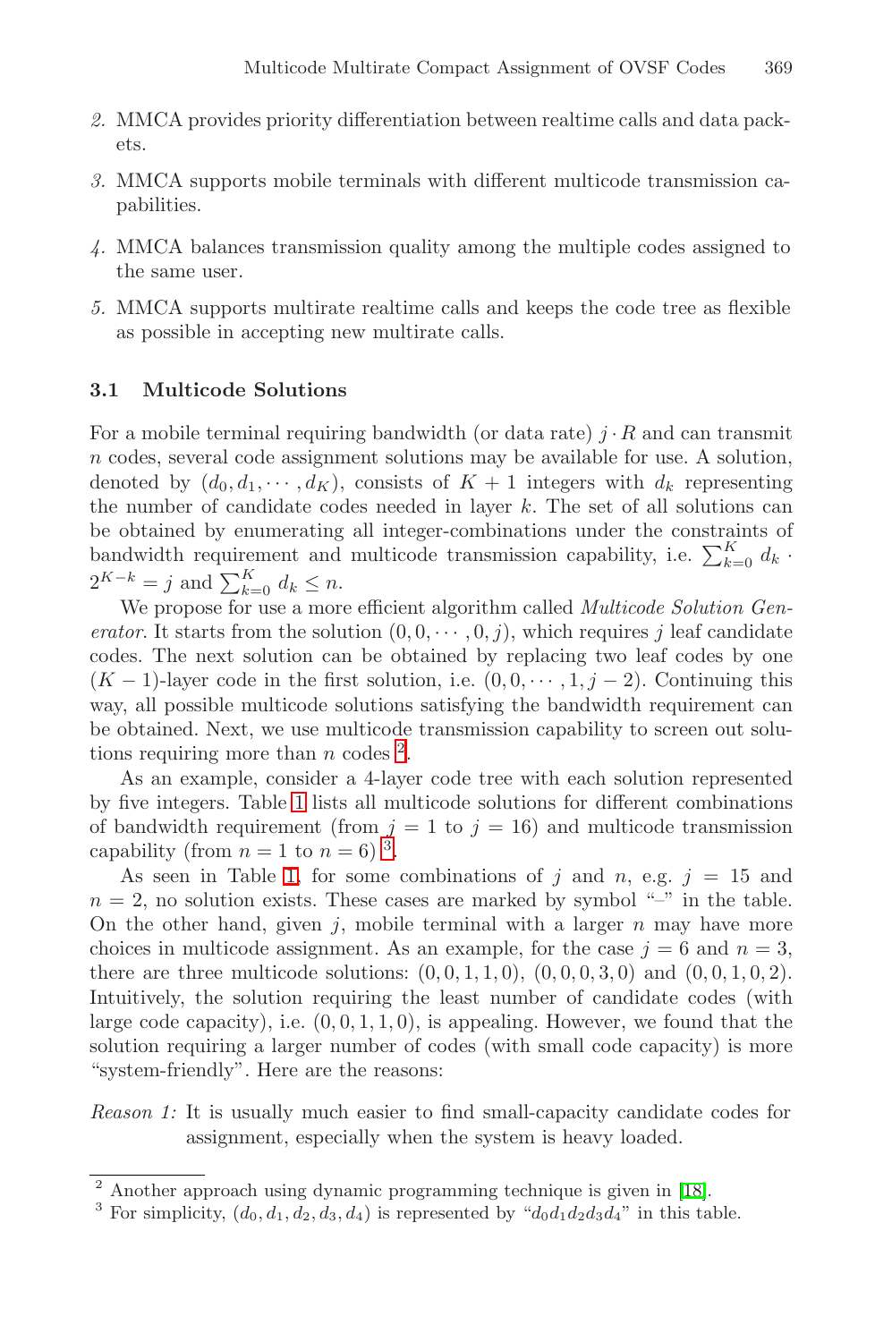2. MMCA provides priority differentiation between realtime calls and data packets.
3. MMCA supports mobile terminals with different multicode transmission capabilities.
4. MMCA balances transmission quality among the multiple codes assigned to the same user.
5. MMCA supports multirate realtime calls and keeps the code tree as flexible as possible in accepting new multirate calls.

### 3.1 Multicode Solutions

For a mobile terminal requiring bandwidth (or data rate) $j \cdot R$ and can transmit $n$ codes, several code assignment solutions may be available for use. A solution, denoted by $(d_0, d_1, \cdots, d_K)$, consists of $K+1$ integers with $d_k$ representing the number of candidate codes needed in layer $k$. The set of all solutions can be obtained by enumerating all integer-combinations under the constraints of bandwidth requirement and multicode transmission capability, i.e. $\sum_{k=0}^{K} d_k \cdot 2^{K-k} = j$ and $\sum_{k=0}^{K} d_k \leq n$.

We propose for use a more efficient algorithm called *Multicode Solution Generator*. It starts from the solution $(0, 0, \cdots, 0, j)$, which requires $j$ leaf candidate codes. The next solution can be obtained by replacing two leaf codes by one $(K-1)$-layer code in the first solution, i.e. $(0, 0, \cdots, 1, j-2)$. Continuing this way, all possible multicode solutions satisfying the bandwidth requirement can be obtained. Next, we use multicode transmission capability to screen out solutions requiring more than $n$ codes [2].

As an example, consider a 4-layer code tree with each solution represented by five integers. Table 1 lists all multicode solutions for different combinations of bandwidth requirement (from $j=1$ to $j=16$) and multicode transmission capability (from $n=1$ to $n=6$) [3].

As seen in Table 1, for some combinations of $j$ and $n$, e.g. $j=15$ and $n=2$, no solution exists. These cases are marked by symbol "–" in the table. On the other hand, given $j$, mobile terminal with a larger $n$ may have more choices in multicode assignment. As an example, for the case $j=6$ and $n=3$, there are three multicode solutions: $(0, 0, 1, 1, 0)$, $(0, 0, 0, 3, 0)$ and $(0, 0, 1, 0, 2)$. Intuitively, the solution requiring the least number of candidate codes (with large code capacity), i.e. $(0, 0, 1, 1, 0)$, is appealing. However, we found that the solution requiring a larger number of codes (with small code capacity) is more "system-friendly". Here are the reasons:

*Reason 1:* It is usually much easier to find small-capacity candidate codes for assignment, especially when the system is heavy loaded.

[2] Another approach using dynamic programming technique is given in [18].

[3] For simplicity, $(d_0, d_1, d_2, d_3, d_4)$ is represented by "$d_0d_1d_2d_3d_4$" in this table.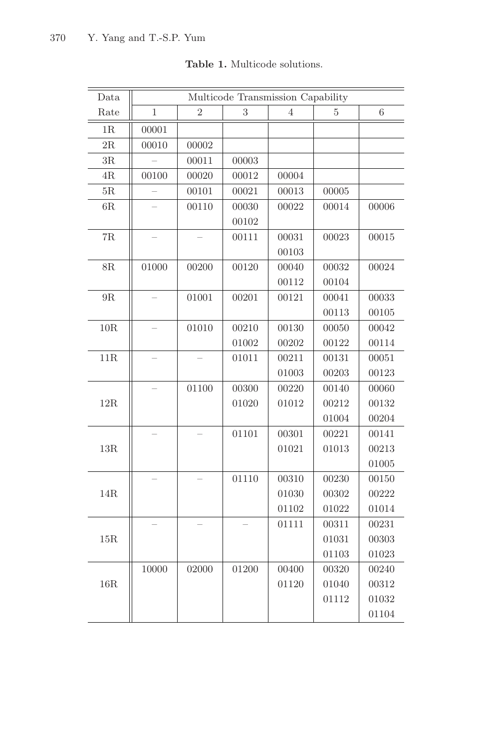**Table 1.** Multicode solutions.

| Data Rate | Multicode Transmission Capability | | | | | |
|---|---|---|---|---|---|---|
| | 1 | 2 | 3 | 4 | 5 | 6 |
| 1R | 00001 | | | | | |
| 2R | 00010 | 00002 | | | | |
| 3R | – | 00011 | 00003 | | | |
| 4R | 00100 | 00020 | 00012 | 00004 | | |
| 5R | – | 00101 | 00021 | 00013 | 00005 | |
| 6R | – | 00110 | 00030<br>00102 | 00022 | 00014 | 00006 |
| 7R | – | – | 00111 | 00031<br>00103 | 00023 | 00015 |
| 8R | 01000 | 00200 | 00120 | 00040<br>00112 | 00032<br>00104 | 00024 |
| 9R | – | 01001 | 00201 | 00121 | 00041<br>00113 | 00033<br>00105 |
| 10R | – | 01010 | 00210<br>01002 | 00130<br>00202 | 00050<br>00122 | 00042<br>00114 |
| 11R | – | – | 01011 | 00211<br>01003 | 00131<br>00203 | 00051<br>00123 |
| 12R | – | 01100 | 00300<br>01020 | 00220<br>01012 | 00140<br>00212<br>01004 | 00060<br>00132<br>00204 |
| 13R | – | – | 01101 | 00301<br>01021 | 00221<br>01013 | 00141<br>00213<br>01005 |
| 14R | – | – | 01110 | 00310<br>01030<br>01102 | 00230<br>00302<br>01022 | 00150<br>00222<br>01014 |
| 15R | – | – | – | 01111 | 00311<br>01031<br>01103 | 00231<br>00303<br>01023 |
| 16R | 10000 | 02000 | 01200 | 00400<br>01120 | 00320<br>01040<br>01112 | 00240<br>00312<br>01032<br>01104 |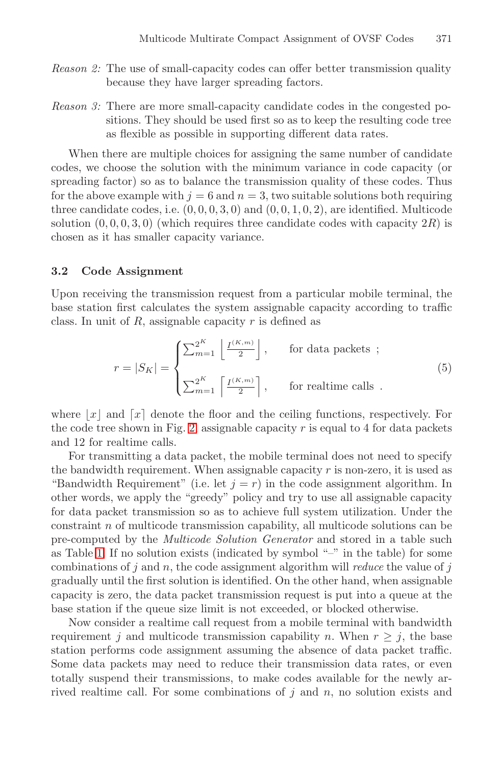*Reason 2:* The use of small-capacity codes can offer better transmission quality because they have larger spreading factors.

*Reason 3:* There are more small-capacity candidate codes in the congested positions. They should be used first so as to keep the resulting code tree as flexible as possible in supporting different data rates.

When there are multiple choices for assigning the same number of candidate codes, we choose the solution with the minimum variance in code capacity (or spreading factor) so as to balance the transmission quality of these codes. Thus for the above example with $j = 6$ and $n = 3$, two suitable solutions both requiring three candidate codes, i.e. $(0, 0, 0, 3, 0)$ and $(0, 0, 1, 0, 2)$, are identified. Multicode solution $(0, 0, 0, 3, 0)$ (which requires three candidate codes with capacity $2R$) is chosen as it has smaller capacity variance.

### 3.2 Code Assignment

Upon receiving the transmission request from a particular mobile terminal, the base station first calculates the system assignable capacity according to traffic class. In unit of $R$, assignable capacity $r$ is defined as

$$r = |S_K| = \begin{cases} \sum_{m=1}^{2^K} \left\lfloor \frac{I^{(K,m)}}{2} \right\rfloor, & \text{for data packets} \ ; \\ \\ \sum_{m=1}^{2^K} \left\lceil \frac{I^{(K,m)}}{2} \right\rceil, & \text{for realtime calls} \ . \end{cases} \tag{5}$$

where $\lfloor x \rfloor$ and $\lceil x \rceil$ denote the floor and the ceiling functions, respectively. For the code tree shown in Fig. 2, assignable capacity $r$ is equal to 4 for data packets and 12 for realtime calls.

For transmitting a data packet, the mobile terminal does not need to specify the bandwidth requirement. When assignable capacity $r$ is non-zero, it is used as "Bandwidth Requirement" (i.e. let $j = r$) in the code assignment algorithm. In other words, we apply the "greedy" policy and try to use all assignable capacity for data packet transmission so as to achieve full system utilization. Under the constraint $n$ of multicode transmission capability, all multicode solutions can be pre-computed by the *Multicode Solution Generator* and stored in a table such as Table 1. If no solution exists (indicated by symbol "–" in the table) for some combinations of $j$ and $n$, the code assignment algorithm will *reduce* the value of $j$ gradually until the first solution is identified. On the other hand, when assignable capacity is zero, the data packet transmission request is put into a queue at the base station if the queue size limit is not exceeded, or blocked otherwise.

Now consider a realtime call request from a mobile terminal with bandwidth requirement $j$ and multicode transmission capability $n$. When $r \geq j$, the base station performs code assignment assuming the absence of data packet traffic. Some data packets may need to reduce their transmission data rates, or even totally suspend their transmissions, to make codes available for the newly arrived realtime call. For some combinations of $j$ and $n$, no solution exists and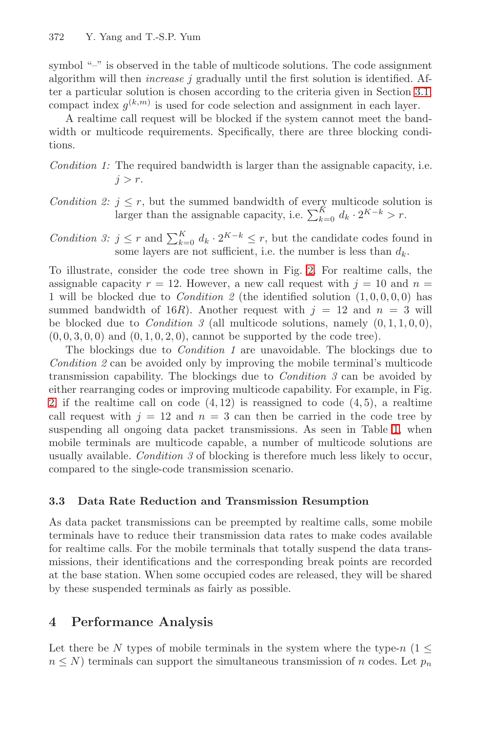symbol "–" is observed in the table of multicode solutions. The code assignment algorithm will then *increase* $j$ gradually until the first solution is identified. After a particular solution is chosen according to the criteria given in Section 3.1, compact index $g^{(k,m)}$ is used for code selection and assignment in each layer.

A realtime call request will be blocked if the system cannot meet the bandwidth or multicode requirements. Specifically, there are three blocking conditions.

*Condition 1:* The required bandwidth is larger than the assignable capacity, i.e. $j > r$.

*Condition 2:* $j \leq r$, but the summed bandwidth of every multicode solution is larger than the assignable capacity, i.e. $\sum_{k=0}^{K} d_k \cdot 2^{K-k} > r$.

*Condition 3:* $j \leq r$ and $\sum_{k=0}^{K} d_k \cdot 2^{K-k} \leq r$, but the candidate codes found in some layers are not sufficient, i.e. the number is less than $d_k$.

To illustrate, consider the code tree shown in Fig. 2. For realtime calls, the assignable capacity $r = 12$. However, a new call request with $j = 10$ and $n = 1$ will be blocked due to *Condition 2* (the identified solution $(1, 0, 0, 0, 0)$ has summed bandwidth of $16R$). Another request with $j = 12$ and $n = 3$ will be blocked due to *Condition 3* (all multicode solutions, namely $(0, 1, 1, 0, 0)$, $(0, 0, 3, 0, 0)$ and $(0, 1, 0, 2, 0)$, cannot be supported by the code tree).

The blockings due to *Condition 1* are unavoidable. The blockings due to *Condition 2* can be avoided only by improving the mobile terminal's multicode transmission capability. The blockings due to *Condition 3* can be avoided by either rearranging codes or improving multicode capability. For example, in Fig. 2, if the realtime call on code $(4, 12)$ is reassigned to code $(4, 5)$, a realtime call request with $j = 12$ and $n = 3$ can then be carried in the code tree by suspending all ongoing data packet transmissions. As seen in Table 1, when mobile terminals are multicode capable, a number of multicode solutions are usually available. *Condition 3* of blocking is therefore much less likely to occur, compared to the single-code transmission scenario.

### 3.3 Data Rate Reduction and Transmission Resumption

As data packet transmissions can be preempted by realtime calls, some mobile terminals have to reduce their transmission data rates to make codes available for realtime calls. For the mobile terminals that totally suspend the data transmissions, their identifications and the corresponding break points are recorded at the base station. When some occupied codes are released, they will be shared by these suspended terminals as fairly as possible.

## 4 Performance Analysis

Let there be $N$ types of mobile terminals in the system where the type-$n$ ($1 \leq n \leq N$) terminals can support the simultaneous transmission of $n$ codes. Let $p_n$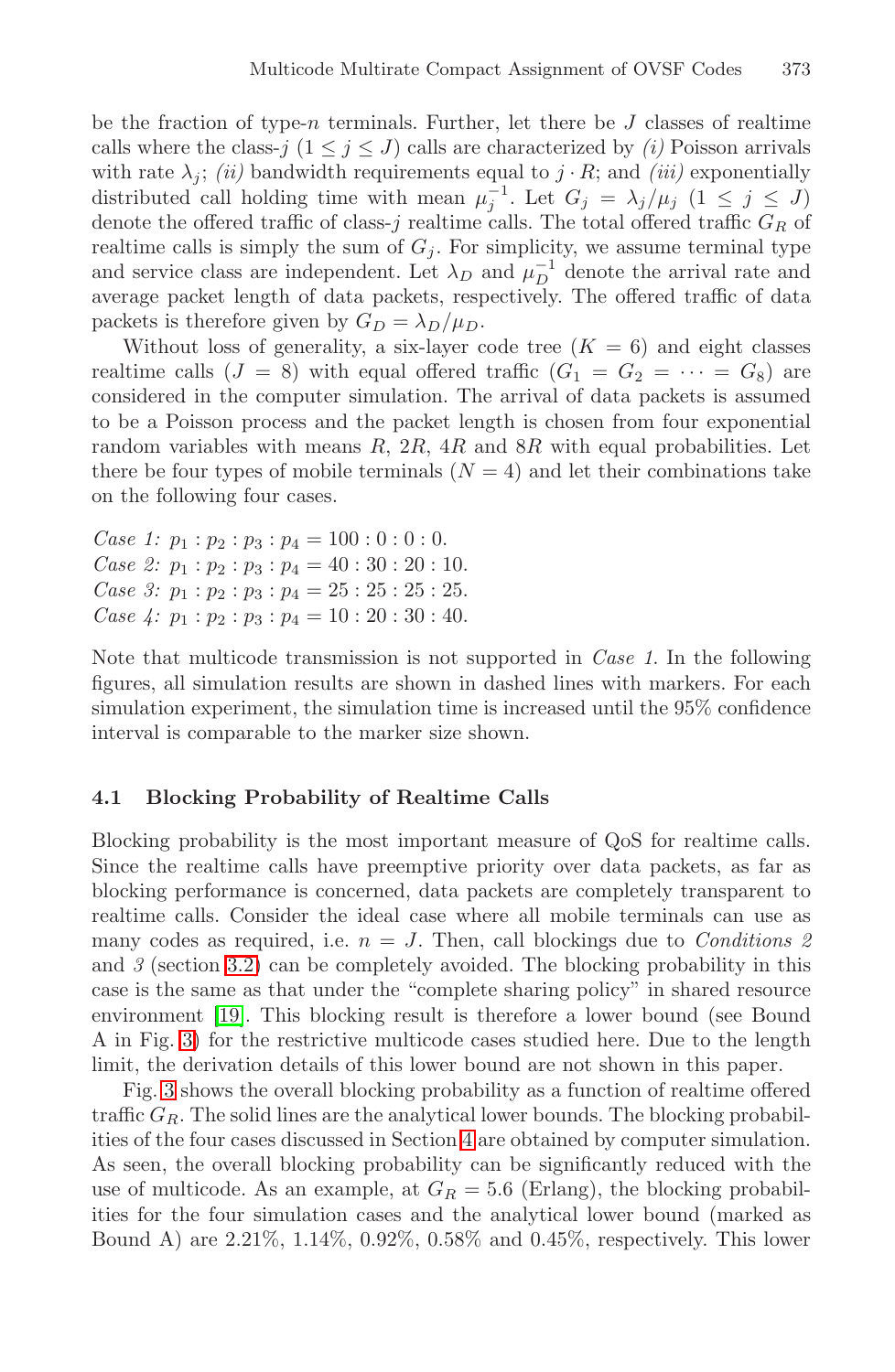be the fraction of type-$n$ terminals. Further, let there be $J$ classes of realtime calls where the class-$j$ ($1 \leq j \leq J$) calls are characterized by *(i)* Poisson arrivals with rate $\lambda_j$; *(ii)* bandwidth requirements equal to $j \cdot R$; and *(iii)* exponentially distributed call holding time with mean $\mu_j^{-1}$. Let $G_j = \lambda_j/\mu_j$ ($1 \leq j \leq J$) denote the offered traffic of class-$j$ realtime calls. The total offered traffic $G_R$ of realtime calls is simply the sum of $G_j$. For simplicity, we assume terminal type and service class are independent. Let $\lambda_D$ and $\mu_D^{-1}$ denote the arrival rate and average packet length of data packets, respectively. The offered traffic of data packets is therefore given by $G_D = \lambda_D/\mu_D$.

Without loss of generality, a six-layer code tree ($K = 6$) and eight classes realtime calls ($J = 8$) with equal offered traffic ($G_1 = G_2 = \cdots = G_8$) are considered in the computer simulation. The arrival of data packets is assumed to be a Poisson process and the packet length is chosen from four exponential random variables with means $R$, $2R$, $4R$ and $8R$ with equal probabilities. Let there be four types of mobile terminals ($N = 4$) and let their combinations take on the following four cases.

*Case 1:* $p_1 : p_2 : p_3 : p_4 = 100 : 0 : 0 : 0$.
*Case 2:* $p_1 : p_2 : p_3 : p_4 = 40 : 30 : 20 : 10$.
*Case 3:* $p_1 : p_2 : p_3 : p_4 = 25 : 25 : 25 : 25$.
*Case 4:* $p_1 : p_2 : p_3 : p_4 = 10 : 20 : 30 : 40$.

Note that multicode transmission is not supported in *Case 1*. In the following figures, all simulation results are shown in dashed lines with markers. For each simulation experiment, the simulation time is increased until the 95% confidence interval is comparable to the marker size shown.

### 4.1 Blocking Probability of Realtime Calls

Blocking probability is the most important measure of QoS for realtime calls. Since the realtime calls have preemptive priority over data packets, as far as blocking performance is concerned, data packets are completely transparent to realtime calls. Consider the ideal case where all mobile terminals can use as many codes as required, i.e. $n = J$. Then, call blockings due to *Conditions 2* and *3* (section 3.2) can be completely avoided. The blocking probability in this case is the same as that under the "complete sharing policy" in shared resource environment [19]. This blocking result is therefore a lower bound (see Bound A in Fig. 3) for the restrictive multicode cases studied here. Due to the length limit, the derivation details of this lower bound are not shown in this paper.

Fig. 3 shows the overall blocking probability as a function of realtime offered traffic $G_R$. The solid lines are the analytical lower bounds. The blocking probabilities of the four cases discussed in Section 4 are obtained by computer simulation. As seen, the overall blocking probability can be significantly reduced with the use of multicode. As an example, at $G_R = 5.6$ (Erlang), the blocking probabilities for the four simulation cases and the analytical lower bound (marked as Bound A) are 2.21%, 1.14%, 0.92%, 0.58% and 0.45%, respectively. This lower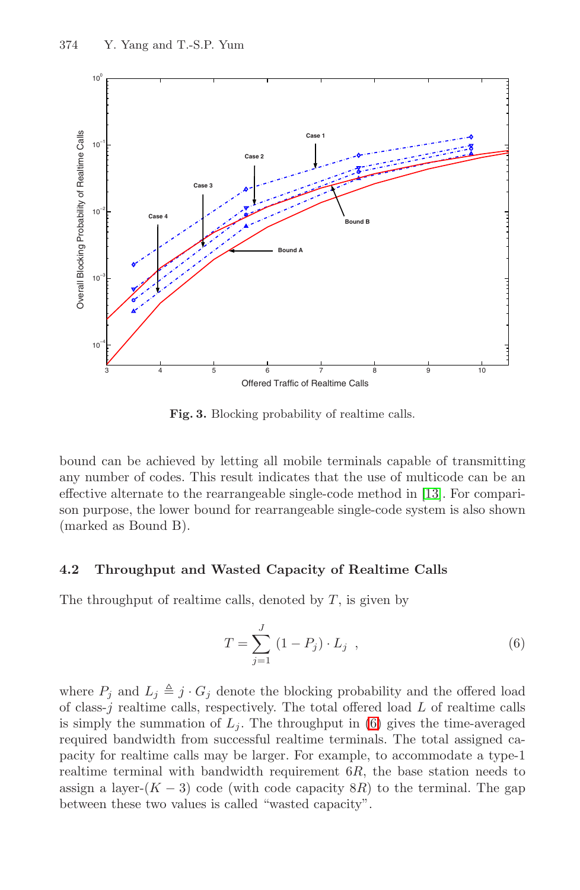**Fig. 3.** Blocking probability of realtime calls.

bound can be achieved by letting all mobile terminals capable of transmitting any number of codes. This result indicates that the use of multicode can be an effective alternate to the rearrangeable single-code method in [13]. For comparison purpose, the lower bound for rearrangeable single-code system is also shown (marked as Bound B).

### 4.2 Throughput and Wasted Capacity of Realtime Calls

The throughput of realtime calls, denoted by $T$, is given by

$$T = \sum_{j=1}^{J} (1 - P_j) \cdot L_j \ , \tag{6}$$

where $P_j$ and $L_j \triangleq j \cdot G_j$ denote the blocking probability and the offered load of class-$j$ realtime calls, respectively. The total offered load $L$ of realtime calls is simply the summation of $L_j$. The throughput in (6) gives the time-averaged required bandwidth from successful realtime terminals. The total assigned capacity for realtime calls may be larger. For example, to accommodate a type-1 realtime terminal with bandwidth requirement $6R$, the base station needs to assign a layer-$(K-3)$ code (with code capacity $8R$) to the terminal. The gap between these two values is called "wasted capacity".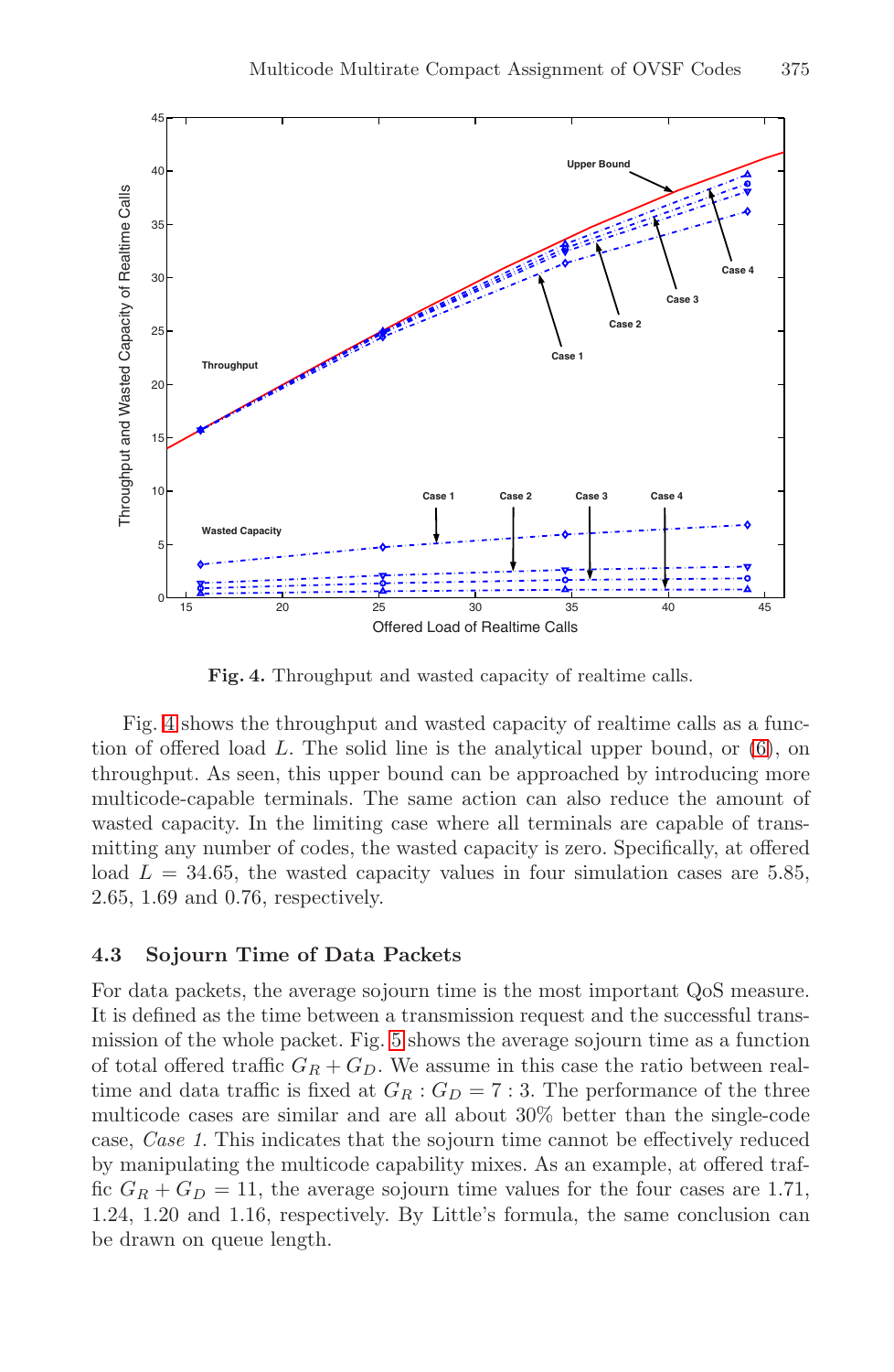**Fig. 4.** Throughput and wasted capacity of realtime calls.

Fig. 4 shows the throughput and wasted capacity of realtime calls as a function of offered load $L$. The solid line is the analytical upper bound, or (6), on throughput. As seen, this upper bound can be approached by introducing more multicode-capable terminals. The same action can also reduce the amount of wasted capacity. In the limiting case where all terminals are capable of transmitting any number of codes, the wasted capacity is zero. Specifically, at offered load $L = 34.65$, the wasted capacity values in four simulation cases are 5.85, 2.65, 1.69 and 0.76, respectively.

### 4.3 Sojourn Time of Data Packets

For data packets, the average sojourn time is the most important QoS measure. It is defined as the time between a transmission request and the successful transmission of the whole packet. Fig. 5 shows the average sojourn time as a function of total offered traffic $G_R + G_D$. We assume in this case the ratio between realtime and data traffic is fixed at $G_R : G_D = 7 : 3$. The performance of the three multicode cases are similar and are all about 30% better than the single-code case, *Case 1*. This indicates that the sojourn time cannot be effectively reduced by manipulating the multicode capability mixes. As an example, at offered traffic $G_R + G_D = 11$, the average sojourn time values for the four cases are 1.71, 1.24, 1.20 and 1.16, respectively. By Little's formula, the same conclusion can be drawn on queue length.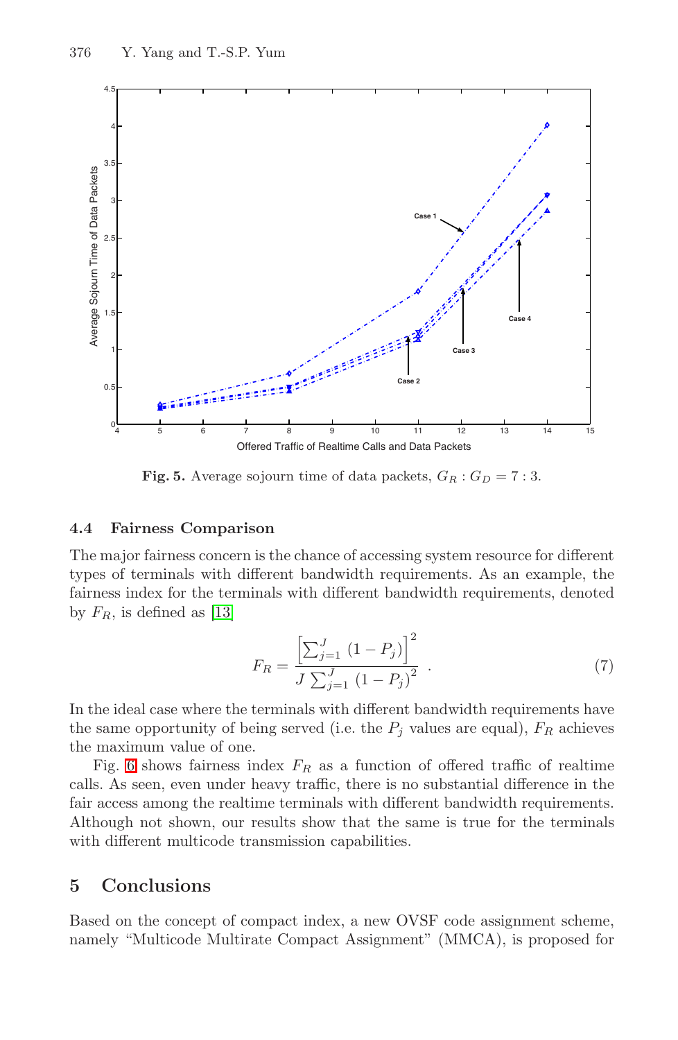**Fig. 5.** Average sojourn time of data packets, $G_R : G_D = 7 : 3$.

### 4.4 Fairness Comparison

The major fairness concern is the chance of accessing system resource for different types of terminals with different bandwidth requirements. As an example, the fairness index for the terminals with different bandwidth requirements, denoted by $F_R$, is defined as [13]

$$F_R = \frac{\left[\sum_{j=1}^{J} (1 - P_j)\right]^2}{J \sum_{j=1}^{J} (1 - P_j)^2} \quad . \tag{7}$$

In the ideal case where the terminals with different bandwidth requirements have the same opportunity of being served (i.e. the $P_j$ values are equal), $F_R$ achieves the maximum value of one.

Fig. 6 shows fairness index $F_R$ as a function of offered traffic of realtime calls. As seen, even under heavy traffic, there is no substantial difference in the fair access among the realtime terminals with different bandwidth requirements. Although not shown, our results show that the same is true for the terminals with different multicode transmission capabilities.

## 5 Conclusions

Based on the concept of compact index, a new OVSF code assignment scheme, namely "Multicode Multirate Compact Assignment" (MMCA), is proposed for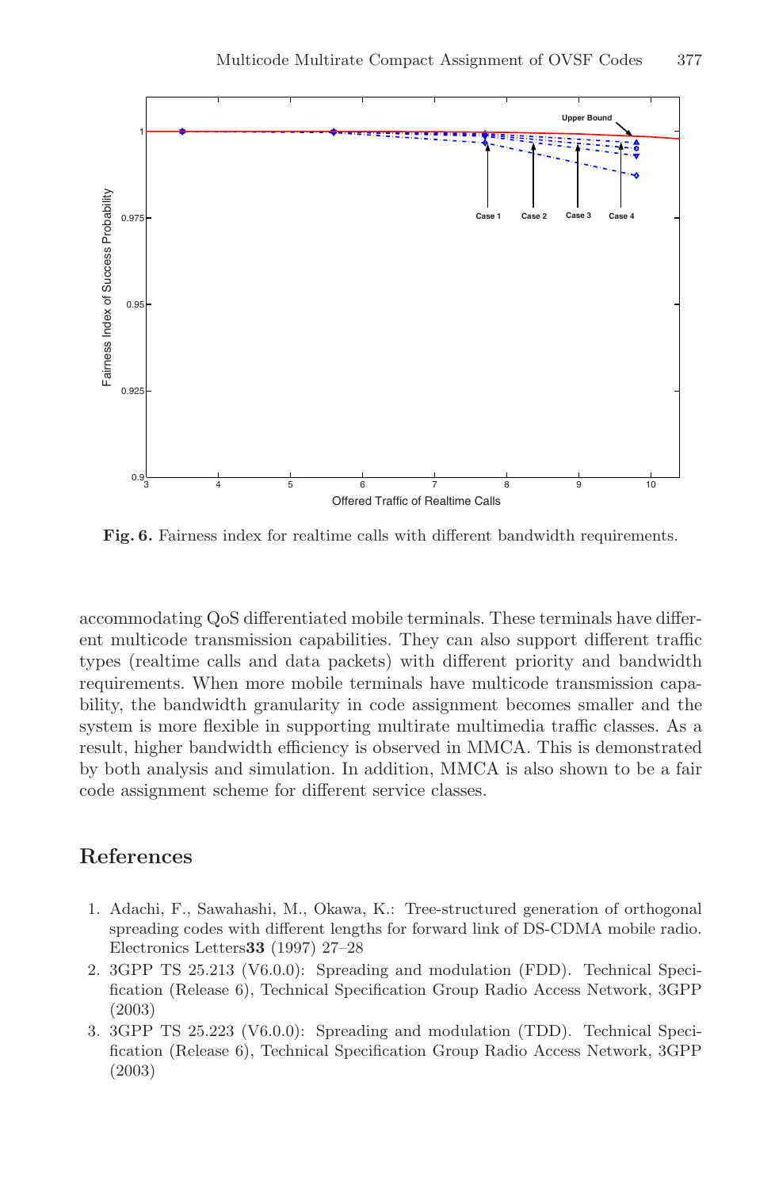**Fig. 6.** Fairness index for realtime calls with different bandwidth requirements.

accommodating QoS differentiated mobile terminals. These terminals have different multicode transmission capabilities. They can also support different traffic types (realtime calls and data packets) with different priority and bandwidth requirements. When more mobile terminals have multicode transmission capability, the bandwidth granularity in code assignment becomes smaller and the system is more flexible in supporting multirate multimedia traffic classes. As a result, higher bandwidth efficiency is observed in MMCA. This is demonstrated by both analysis and simulation. In addition, MMCA is also shown to be a fair code assignment scheme for different service classes.

## References

1. Adachi, F., Sawahashi, M., Okawa, K.: Tree-structured generation of orthogonal spreading codes with different lengths for forward link of DS-CDMA mobile radio. Electronics Letters**33** (1997) 27–28
2. 3GPP TS 25.213 (V6.0.0): Spreading and modulation (FDD). Technical Specification (Release 6), Technical Specification Group Radio Access Network, 3GPP (2003)
3. 3GPP TS 25.223 (V6.0.0): Spreading and modulation (TDD). Technical Specification (Release 6), Technical Specification Group Radio Access Network, 3GPP (2003)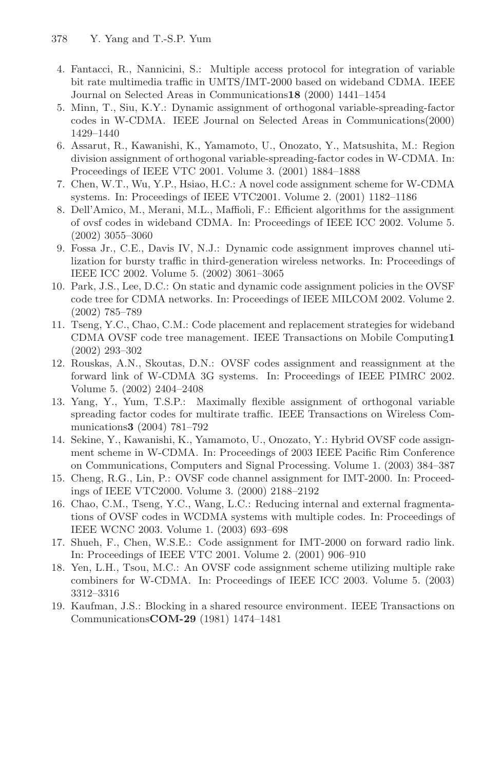4. Fantacci, R., Nannicini, S.: Multiple access protocol for integration of variable bit rate multimedia traffic in UMTS/IMT-2000 based on wideband CDMA. IEEE Journal on Selected Areas in Communications**18** (2000) 1441–1454
5. Minn, T., Siu, K.Y.: Dynamic assignment of orthogonal variable-spreading-factor codes in W-CDMA. IEEE Journal on Selected Areas in Communications(2000) 1429–1440
6. Assarut, R., Kawanishi, K., Yamamoto, U., Onozato, Y., Matsushita, M.: Region division assignment of orthogonal variable-spreading-factor codes in W-CDMA. In: Proceedings of IEEE VTC 2001. Volume 3. (2001) 1884–1888
7. Chen, W.T., Wu, Y.P., Hsiao, H.C.: A novel code assignment scheme for W-CDMA systems. In: Proceedings of IEEE VTC2001. Volume 2. (2001) 1182–1186
8. Dell'Amico, M., Merani, M.L., Maffioli, F.: Efficient algorithms for the assignment of ovsf codes in wideband CDMA. In: Proceedings of IEEE ICC 2002. Volume 5. (2002) 3055–3060
9. Fossa Jr., C.E., Davis IV, N.J.: Dynamic code assignment improves channel utilization for bursty traffic in third-generation wireless networks. In: Proceedings of IEEE ICC 2002. Volume 5. (2002) 3061–3065
10. Park, J.S., Lee, D.C.: On static and dynamic code assignment policies in the OVSF code tree for CDMA networks. In: Proceedings of IEEE MILCOM 2002. Volume 2. (2002) 785–789
11. Tseng, Y.C., Chao, C.M.: Code placement and replacement strategies for wideband CDMA OVSF code tree management. IEEE Transactions on Mobile Computing**1** (2002) 293–302
12. Rouskas, A.N., Skoutas, D.N.: OVSF codes assignment and reassignment at the forward link of W-CDMA 3G systems. In: Proceedings of IEEE PIMRC 2002. Volume 5. (2002) 2404–2408
13. Yang, Y., Yum, T.S.P.: Maximally flexible assignment of orthogonal variable spreading factor codes for multirate traffic. IEEE Transactions on Wireless Communications**3** (2004) 781–792
14. Sekine, Y., Kawanishi, K., Yamamoto, U., Onozato, Y.: Hybrid OVSF code assignment scheme in W-CDMA. In: Proceedings of 2003 IEEE Pacific Rim Conference on Communications, Computers and Signal Processing. Volume 1. (2003) 384–387
15. Cheng, R.G., Lin, P.: OVSF code channel assignment for IMT-2000. In: Proceedings of IEEE VTC2000. Volume 3. (2000) 2188–2192
16. Chao, C.M., Tseng, Y.C., Wang, L.C.: Reducing internal and external fragmentations of OVSF codes in WCDMA systems with multiple codes. In: Proceedings of IEEE WCNC 2003. Volume 1. (2003) 693–698
17. Shueh, F., Chen, W.S.E.: Code assignment for IMT-2000 on forward radio link. In: Proceedings of IEEE VTC 2001. Volume 2. (2001) 906–910
18. Yen, L.H., Tsou, M.C.: An OVSF code assignment scheme utilizing multiple rake combiners for W-CDMA. In: Proceedings of IEEE ICC 2003. Volume 5. (2003) 3312–3316
19. Kaufman, J.S.: Blocking in a shared resource environment. IEEE Transactions on Communications**COM-29** (1981) 1474–1481